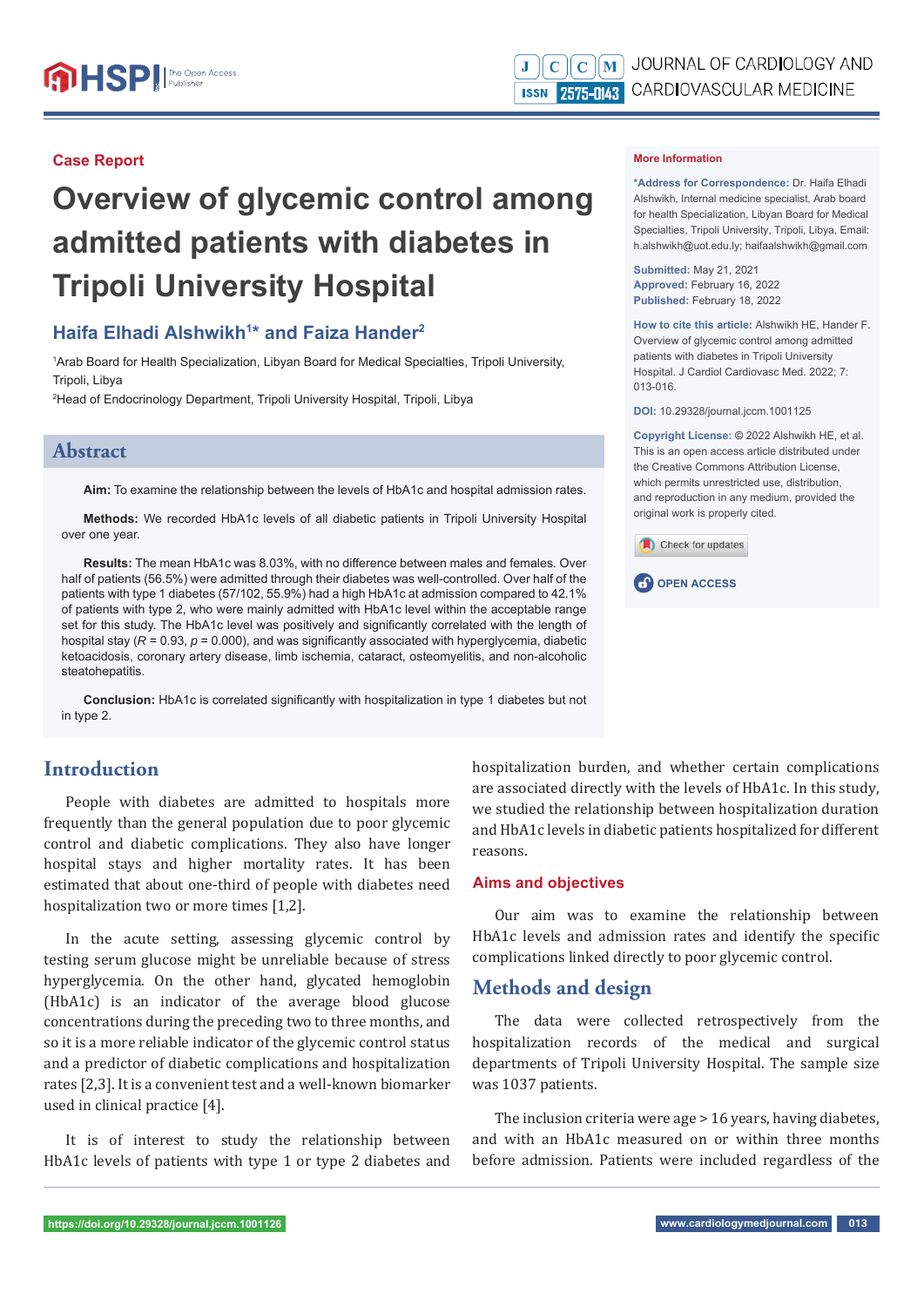Case Report

# Overview of glycemic control among admitted patients with diabetes in Tripoli University Hospital

## Haifa Elhadi Alshwikh[1]* and Faiza Hander[2]

[1]Arab Board for Health Specialization, Libyan Board for Medical Specialties, Tripoli University, Tripoli, Libya

[2]Head of Endocrinology Department, Tripoli University Hospital, Tripoli, Libya

**More Information**

***Address for Correspondence:** Dr. Haifa Elhadi Alshwikh, Internal medicine specialist, Arab board for health Specialization, Libyan Board for Medical Specialties, Tripoli University, Tripoli, Libya, Email: h.alshwikh@uot.edu.ly; haifaalshwikh@gmail.com

**Submitted:** May 21, 2021
**Approved:** February 16, 2022
**Published:** February 18, 2022

**How to cite this article:** Alshwikh HE, Hander F. Overview of glycemic control among admitted patients with diabetes in Tripoli University Hospital. J Cardiol Cardiovasc Med. 2022; 7: 013-016.

**DOI:** 10.29328/journal.jccm.1001125

**Copyright License:** © 2022 Alshwikh HE, et al. This is an open access article distributed under the Creative Commons Attribution License, which permits unrestricted use, distribution, and reproduction in any medium, provided the original work is properly cited.

Check for updates

OPEN ACCESS

## Abstract

**Aim:** To examine the relationship between the levels of HbA1c and hospital admission rates.

**Methods:** We recorded HbA1c levels of all diabetic patients in Tripoli University Hospital over one year.

**Results:** The mean HbA1c was 8.03%, with no difference between males and females. Over half of patients (56.5%) were admitted through their diabetes was well-controlled. Over half of the patients with type 1 diabetes (57/102, 55.9%) had a high HbA1c at admission compared to 42.1% of patients with type 2, who were mainly admitted with HbA1c level within the acceptable range set for this study. The HbA1c level was positively and significantly correlated with the length of hospital stay ($R$ = 0.93, $p$ = 0.000), and was significantly associated with hyperglycemia, diabetic ketoacidosis, coronary artery disease, limb ischemia, cataract, osteomyelitis, and non-alcoholic steatohepatitis.

**Conclusion:** HbA1c is correlated significantly with hospitalization in type 1 diabetes but not in type 2.

## Introduction

People with diabetes are admitted to hospitals more frequently than the general population due to poor glycemic control and diabetic complications. They also have longer hospital stays and higher mortality rates. It has been estimated that about one-third of people with diabetes need hospitalization two or more times [1,2].

In the acute setting, assessing glycemic control by testing serum glucose might be unreliable because of stress hyperglycemia. On the other hand, glycated hemoglobin (HbA1c) is an indicator of the average blood glucose concentrations during the preceding two to three months, and so it is a more reliable indicator of the glycemic control status and a predictor of diabetic complications and hospitalization rates [2,3]. It is a convenient test and a well-known biomarker used in clinical practice [4].

It is of interest to study the relationship between HbA1c levels of patients with type 1 or type 2 diabetes and hospitalization burden, and whether certain complications are associated directly with the levels of HbA1c. In this study, we studied the relationship between hospitalization duration and HbA1c levels in diabetic patients hospitalized for different reasons.

### Aims and objectives

Our aim was to examine the relationship between HbA1c levels and admission rates and identify the specific complications linked directly to poor glycemic control.

## Methods and design

The data were collected retrospectively from the hospitalization records of the medical and surgical departments of Tripoli University Hospital. The sample size was 1037 patients.

The inclusion criteria were age > 16 years, having diabetes, and with an HbA1c measured on or within three months before admission. Patients were included regardless of the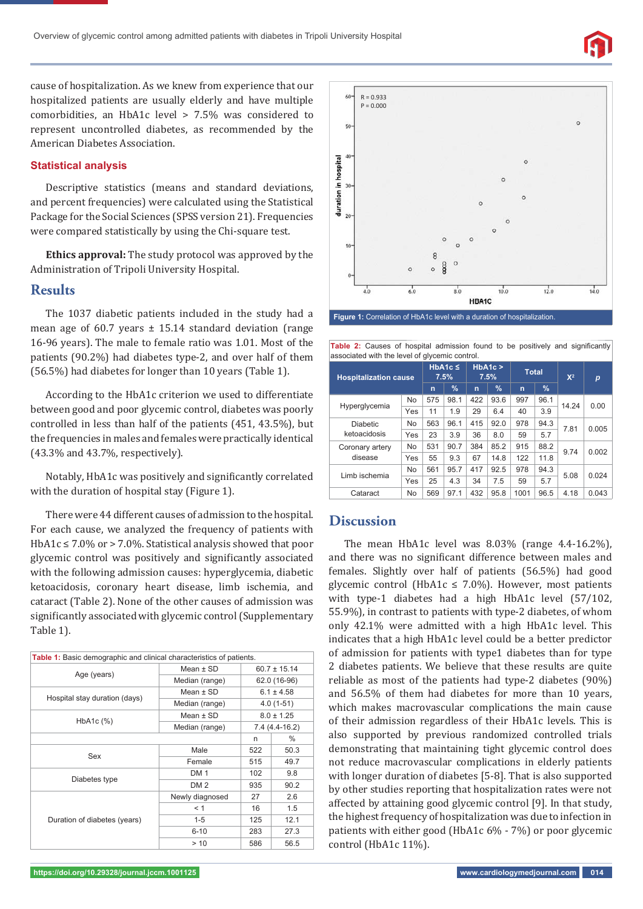cause of hospitalization. As we knew from experience that our hospitalized patients are usually elderly and have multiple comorbidities, an HbA1c level > 7.5% was considered to represent uncontrolled diabetes, as recommended by the American Diabetes Association.

### Statistical analysis

Descriptive statistics (means and standard deviations, and percent frequencies) were calculated using the Statistical Package for the Social Sciences (SPSS version 21). Frequencies were compared statistically by using the Chi-square test.

**Ethics approval:** The study protocol was approved by the Administration of Tripoli University Hospital.

## Results

The 1037 diabetic patients included in the study had a mean age of 60.7 years ± 15.14 standard deviation (range 16-96 years). The male to female ratio was 1.01. Most of the patients (90.2%) had diabetes type-2, and over half of them (56.5%) had diabetes for longer than 10 years (Table 1).

According to the HbA1c criterion we used to differentiate between good and poor glycemic control, diabetes was poorly controlled in less than half of the patients (451, 43.5%), but the frequencies in males and females were practically identical (43.3% and 43.7%, respectively).

Notably, HbA1c was positively and significantly correlated with the duration of hospital stay (Figure 1).

There were 44 different causes of admission to the hospital. For each cause, we analyzed the frequency of patients with HbA1c ≤ 7.0% or > 7.0%. Statistical analysis showed that poor glycemic control was positively and significantly associated with the following admission causes: hyperglycemia, diabetic ketoacidosis, coronary heart disease, limb ischemia, and cataract (Table 2). None of the other causes of admission was significantly associated with glycemic control (Supplementary Table 1).

**Table 1:** Basic demographic and clinical characteristics of patients.

| | | | |
|---|---|---|---|
| Age (years) | Mean ± SD | 60.7 ± 15.14 | |
| | Median (range) | 62.0 (16-96) | |
| Hospital stay duration (days) | Mean ± SD | 6.1 ± 4.58 | |
| | Median (range) | 4.0 (1-51) | |
| HbA1c (%) | Mean ± SD | 8.0 ± 1.25 | |
| | Median (range) | 7.4 (4.4-16.2) | |
| | | n | % |
| Sex | Male | 522 | 50.3 |
| | Female | 515 | 49.7 |
| Diabetes type | DM 1 | 102 | 9.8 |
| | DM 2 | 935 | 90.2 |
| Duration of diabetes (years) | Newly diagnosed | 27 | 2.6 |
| | < 1 | 16 | 1.5 |
| | 1-5 | 125 | 12.1 |
| | 6-10 | 283 | 27.3 |
| | > 10 | 586 | 56.5 |

Figure 1: Correlation of HbA1c level with a duration of hospitalization.

**Table 2:** Causes of hospital admission found to be positively and significantly associated with the level of glycemic control.

| Hospitalization cause | | HbA1c ≤ 7.5% | | HbA1c > 7.5% | | Total | | $X^2$ | *p* |
|---|---|---|---|---|---|---|---|---|---|
| | | n | % | n | % | n | % | | |
| Hyperglycemia | No | 575 | 98.1 | 422 | 93.6 | 997 | 96.1 | 14.24 | 0.00 |
| | Yes | 11 | 1.9 | 29 | 6.4 | 40 | 3.9 | | |
| Diabetic ketoacidosis | No | 563 | 96.1 | 415 | 92.0 | 978 | 94.3 | 7.81 | 0.005 |
| | Yes | 23 | 3.9 | 36 | 8.0 | 59 | 5.7 | | |
| Coronary artery disease | No | 531 | 90.7 | 384 | 85.2 | 915 | 88.2 | 9.74 | 0.002 |
| | Yes | 55 | 9.3 | 67 | 14.8 | 122 | 11.8 | | |
| Limb ischemia | No | 561 | 95.7 | 417 | 92.5 | 978 | 94.3 | 5.08 | 0.024 |
| | Yes | 25 | 4.3 | 34 | 7.5 | 59 | 5.7 | | |
| Cataract | No | 569 | 97.1 | 432 | 95.8 | 1001 | 96.5 | 4.18 | 0.043 |

## Discussion

The mean HbA1c level was 8.03% (range 4.4-16.2%), and there was no significant difference between males and females. Slightly over half of patients (56.5%) had good glycemic control (HbA1c ≤ 7.0%). However, most patients with type-1 diabetes had a high HbA1c level (57/102, 55.9%), in contrast to patients with type-2 diabetes, of whom only 42.1% were admitted with a high HbA1c level. This indicates that a high HbA1c level could be a better predictor of admission for patients with type1 diabetes than for type 2 diabetes patients. We believe that these results are quite reliable as most of the patients had type-2 diabetes (90%) and 56.5% of them had diabetes for more than 10 years, which makes macrovascular complications the main cause of their admission regardless of their HbA1c levels. This is also supported by previous randomized controlled trials demonstrating that maintaining tight glycemic control does not reduce macrovascular complications in elderly patients with longer duration of diabetes [5-8]. That is also supported by other studies reporting that hospitalization rates were not affected by attaining good glycemic control [9]. In that study, the highest frequency of hospitalization was due to infection in patients with either good (HbA1c 6% - 7%) or poor glycemic control (HbA1c 11%).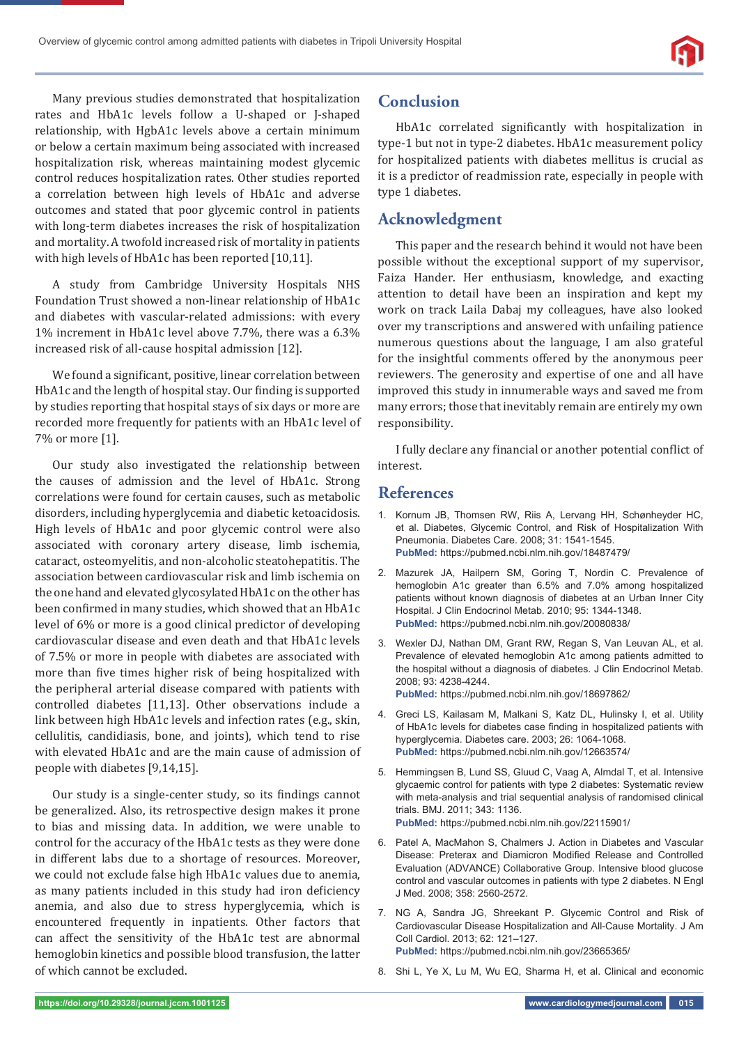Many previous studies demonstrated that hospitalization rates and HbA1c levels follow a U-shaped or J-shaped relationship, with HgbA1c levels above a certain minimum or below a certain maximum being associated with increased hospitalization risk, whereas maintaining modest glycemic control reduces hospitalization rates. Other studies reported a correlation between high levels of HbA1c and adverse outcomes and stated that poor glycemic control in patients with long-term diabetes increases the risk of hospitalization and mortality. A twofold increased risk of mortality in patients with high levels of HbA1c has been reported [10,11].

A study from Cambridge University Hospitals NHS Foundation Trust showed a non-linear relationship of HbA1c and diabetes with vascular-related admissions: with every 1% increment in HbA1c level above 7.7%, there was a 6.3% increased risk of all-cause hospital admission [12].

We found a significant, positive, linear correlation between HbA1c and the length of hospital stay. Our finding is supported by studies reporting that hospital stays of six days or more are recorded more frequently for patients with an HbA1c level of 7% or more [1].

Our study also investigated the relationship between the causes of admission and the level of HbA1c. Strong correlations were found for certain causes, such as metabolic disorders, including hyperglycemia and diabetic ketoacidosis. High levels of HbA1c and poor glycemic control were also associated with coronary artery disease, limb ischemia, cataract, osteomyelitis, and non-alcoholic steatohepatitis. The association between cardiovascular risk and limb ischemia on the one hand and elevated glycosylated HbA1c on the other has been confirmed in many studies, which showed that an HbA1c level of 6% or more is a good clinical predictor of developing cardiovascular disease and even death and that HbA1c levels of 7.5% or more in people with diabetes are associated with more than five times higher risk of being hospitalized with the peripheral arterial disease compared with patients with controlled diabetes [11,13]. Other observations include a link between high HbA1c levels and infection rates (e.g., skin, cellulitis, candidiasis, bone, and joints), which tend to rise with elevated HbA1c and are the main cause of admission of people with diabetes [9,14,15].

Our study is a single-center study, so its findings cannot be generalized. Also, its retrospective design makes it prone to bias and missing data. In addition, we were unable to control for the accuracy of the HbA1c tests as they were done in different labs due to a shortage of resources. Moreover, we could not exclude false high HbA1c values due to anemia, as many patients included in this study had iron deficiency anemia, and also due to stress hyperglycemia, which is encountered frequently in inpatients. Other factors that can affect the sensitivity of the HbA1c test are abnormal hemoglobin kinetics and possible blood transfusion, the latter of which cannot be excluded.

## Conclusion

HbA1c correlated significantly with hospitalization in type-1 but not in type-2 diabetes. HbA1c measurement policy for hospitalized patients with diabetes mellitus is crucial as it is a predictor of readmission rate, especially in people with type 1 diabetes.

## Acknowledgment

This paper and the research behind it would not have been possible without the exceptional support of my supervisor, Faiza Hander. Her enthusiasm, knowledge, and exacting attention to detail have been an inspiration and kept my work on track Laila Dabaj my colleagues, have also looked over my transcriptions and answered with unfailing patience numerous questions about the language, I am also grateful for the insightful comments offered by the anonymous peer reviewers. The generosity and expertise of one and all have improved this study in innumerable ways and saved me from many errors; those that inevitably remain are entirely my own responsibility.

I fully declare any financial or another potential conflict of interest.

## References

1. Kornum JB, Thomsen RW, Riis A, Lervang HH, Schønheyder HC, et al. Diabetes, Glycemic Control, and Risk of Hospitalization With Pneumonia. Diabetes Care. 2008; 31: 1541-1545. **PubMed:** https://pubmed.ncbi.nlm.nih.gov/18487479/

2. Mazurek JA, Hailpern SM, Goring T, Nordin C. Prevalence of hemoglobin A1c greater than 6.5% and 7.0% among hospitalized patients without known diagnosis of diabetes at an Urban Inner City Hospital. J Clin Endocrinol Metab. 2010; 95: 1344-1348. **PubMed:** https://pubmed.ncbi.nlm.nih.gov/20080838/

3. Wexler DJ, Nathan DM, Grant RW, Regan S, Van Leuvan AL, et al. Prevalence of elevated hemoglobin A1c among patients admitted to the hospital without a diagnosis of diabetes. J Clin Endocrinol Metab. 2008; 93: 4238-4244. **PubMed:** https://pubmed.ncbi.nlm.nih.gov/18697862/

4. Greci LS, Kailasam M, Malkani S, Katz DL, Hulinsky I, et al. Utility of HbA1c levels for diabetes case finding in hospitalized patients with hyperglycemia. Diabetes care. 2003; 26: 1064-1068. **PubMed:** https://pubmed.ncbi.nlm.nih.gov/12663574/

5. Hemmingsen B, Lund SS, Gluud C, Vaag A, Almdal T, et al. Intensive glycaemic control for patients with type 2 diabetes: Systematic review with meta-analysis and trial sequential analysis of randomised clinical trials. BMJ. 2011; 343: 1136. **PubMed:** https://pubmed.ncbi.nlm.nih.gov/22115901/

6. Patel A, MacMahon S, Chalmers J. Action in Diabetes and Vascular Disease: Preterax and Diamicron Modified Release and Controlled Evaluation (ADVANCE) Collaborative Group. Intensive blood glucose control and vascular outcomes in patients with type 2 diabetes. N Engl J Med. 2008; 358: 2560-2572.

7. NG A, Sandra JG, Shreekant P. Glycemic Control and Risk of Cardiovascular Disease Hospitalization and All-Cause Mortality. J Am Coll Cardiol. 2013; 62: 121–127. **PubMed:** https://pubmed.ncbi.nlm.nih.gov/23665365/

8. Shi L, Ye X, Lu M, Wu EQ, Sharma H, et al. Clinical and economic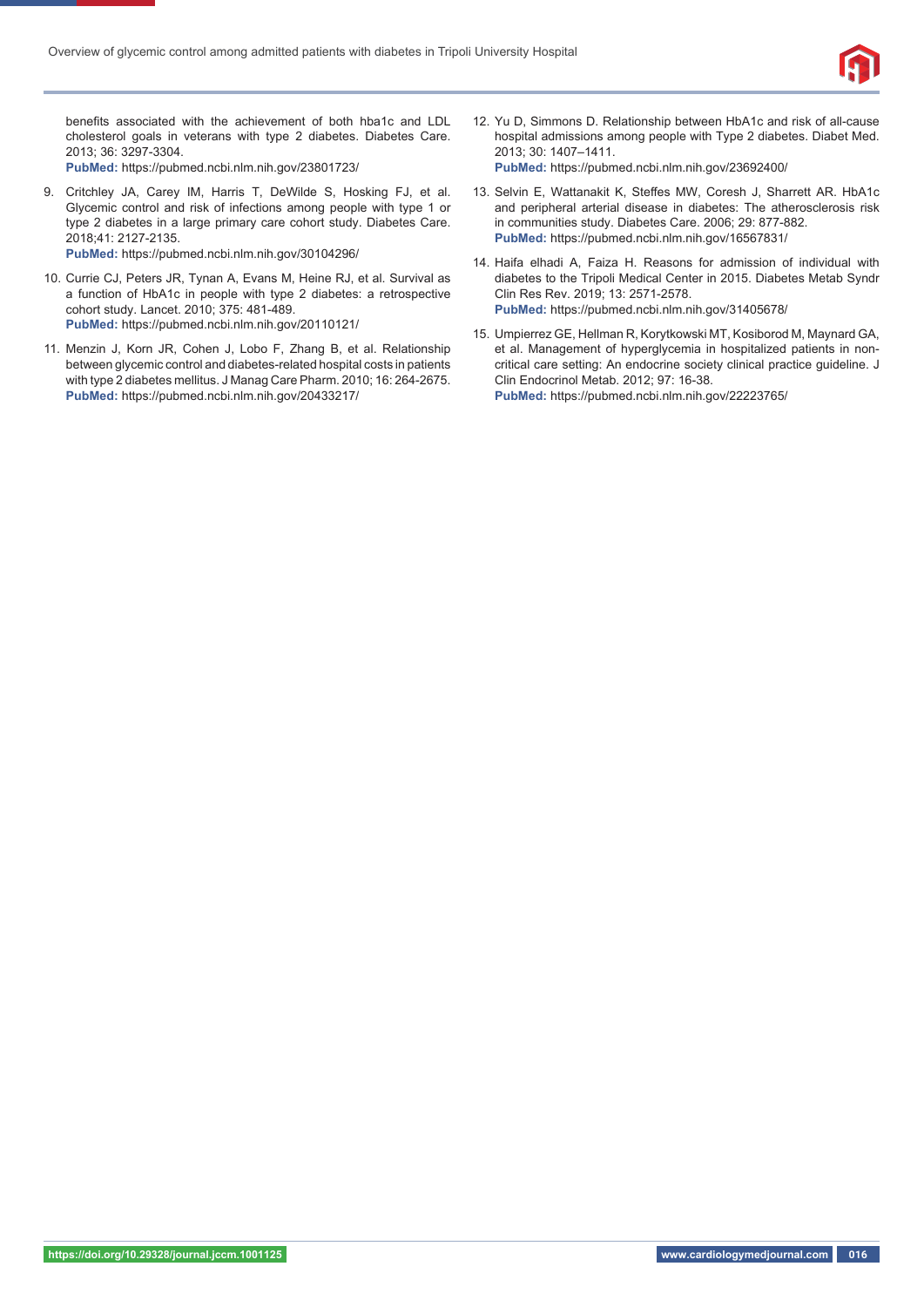benefits associated with the achievement of both hba1c and LDL cholesterol goals in veterans with type 2 diabetes. Diabetes Care. 2013; 36: 3297-3304.
**PubMed:** https://pubmed.ncbi.nlm.nih.gov/23801723/

9. Critchley JA, Carey IM, Harris T, DeWilde S, Hosking FJ, et al. Glycemic control and risk of infections among people with type 1 or type 2 diabetes in a large primary care cohort study. Diabetes Care. 2018;41: 2127-2135.
**PubMed:** https://pubmed.ncbi.nlm.nih.gov/30104296/

10. Currie CJ, Peters JR, Tynan A, Evans M, Heine RJ, et al. Survival as a function of HbA1c in people with type 2 diabetes: a retrospective cohort study. Lancet. 2010; 375: 481-489.
**PubMed:** https://pubmed.ncbi.nlm.nih.gov/20110121/

11. Menzin J, Korn JR, Cohen J, Lobo F, Zhang B, et al. Relationship between glycemic control and diabetes-related hospital costs in patients with type 2 diabetes mellitus. J Manag Care Pharm. 2010; 16: 264-2675.
**PubMed:** https://pubmed.ncbi.nlm.nih.gov/20433217/

12. Yu D, Simmons D. Relationship between HbA1c and risk of all-cause hospital admissions among people with Type 2 diabetes. Diabet Med. 2013; 30: 1407–1411.
**PubMed:** https://pubmed.ncbi.nlm.nih.gov/23692400/

13. Selvin E, Wattanakit K, Steffes MW, Coresh J, Sharrett AR. HbA1c and peripheral arterial disease in diabetes: The atherosclerosis risk in communities study. Diabetes Care. 2006; 29: 877-882.
**PubMed:** https://pubmed.ncbi.nlm.nih.gov/16567831/

14. Haifa elhadi A, Faiza H. Reasons for admission of individual with diabetes to the Tripoli Medical Center in 2015. Diabetes Metab Syndr Clin Res Rev. 2019; 13: 2571-2578.
**PubMed:** https://pubmed.ncbi.nlm.nih.gov/31405678/

15. Umpierrez GE, Hellman R, Korytkowski MT, Kosiborod M, Maynard GA, et al. Management of hyperglycemia in hospitalized patients in non-critical care setting: An endocrine society clinical practice guideline. J Clin Endocrinol Metab. 2012; 97: 16-38.
**PubMed:** https://pubmed.ncbi.nlm.nih.gov/22223765/